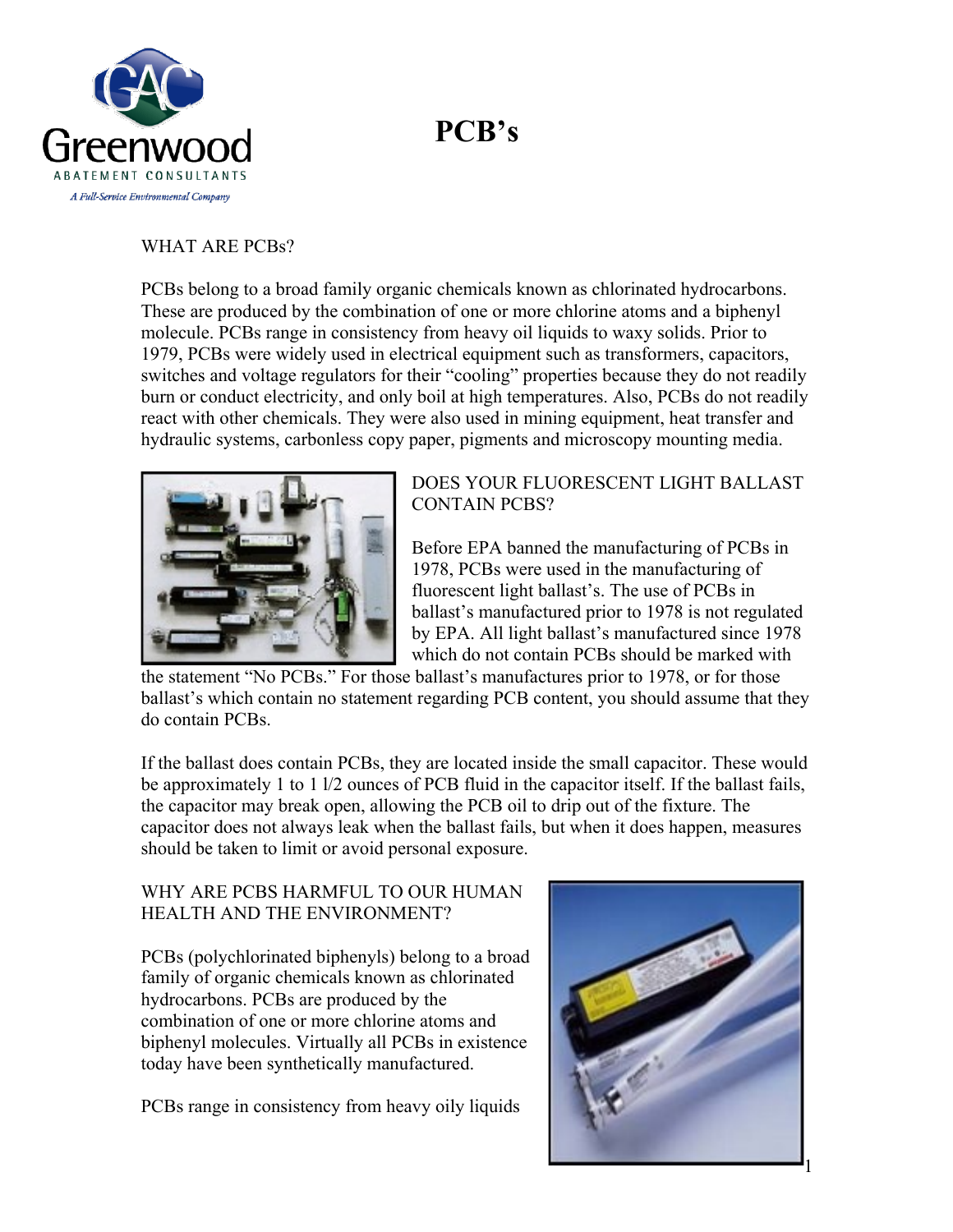# PCB's

WHAT ARE PCBs?

PCBs belong to a broad family organic chemicals known as chlorinated hydrocarbons. These are produced by the combination of one or more chlorine atoms and a biphenyl molecule. PCBs range in consistency from heavy oil liquids to waxy solids. Prior to 1979, PCBs were widely used in electrical equipment such as transformers, capacitors, switches and voltage regulators for their "cooling" properties because they do not readily burn or conduct electricity, and only boil at high temperatures. Also, PCBs do not readily react with other chemicals. They were also used in mining equipment, heat transfer and hydraulic systems, carbonless copy paper, pigments and microscopy mounting media.

DOES YOUR FLUORESCENT LIGHT BALLAST CONTAIN PCBS?

Before EPA banned the manufacturing of PCBs in 1978, PCBs were used in the manufacturing of fluorescent light ballast's. The use of PCBs in ballast's manufactured prior to 1978 is not regulated by EPA. All light ballast's manufactured since 1978 which do not contain PCBs should be marked with the statement "No PCBs." For those ballast's manufactures prior to 1978, or for those ballast's which contain no statement regarding PCB content, you should assume that they do contain PCBs.

If the ballast does contain PCBs, they are located inside the small capacitor. These would be approximately 1 to 1 1/2 ounces of PCB fluid in the capacitor itself. If the ballast fails, the capacitor may break open, allowing the PCB oil to drip out of the fixture. The capacitor does not always leak when the ballast fails, but when it does happen, measures should be taken to limit or avoid personal exposure.

WHY ARE PCBS HARMFUL TO OUR HUMAN HEALTH AND THE ENVIRONMENT?

PCBs (polychlorinated biphenyls) belong to a broad family of organic chemicals known as chlorinated hydrocarbons. PCBs are produced by the combination of one or more chlorine atoms and biphenyl molecules. Virtually all PCBs in existence today have been synthetically manufactured.

PCBs range in consistency from heavy oily liquids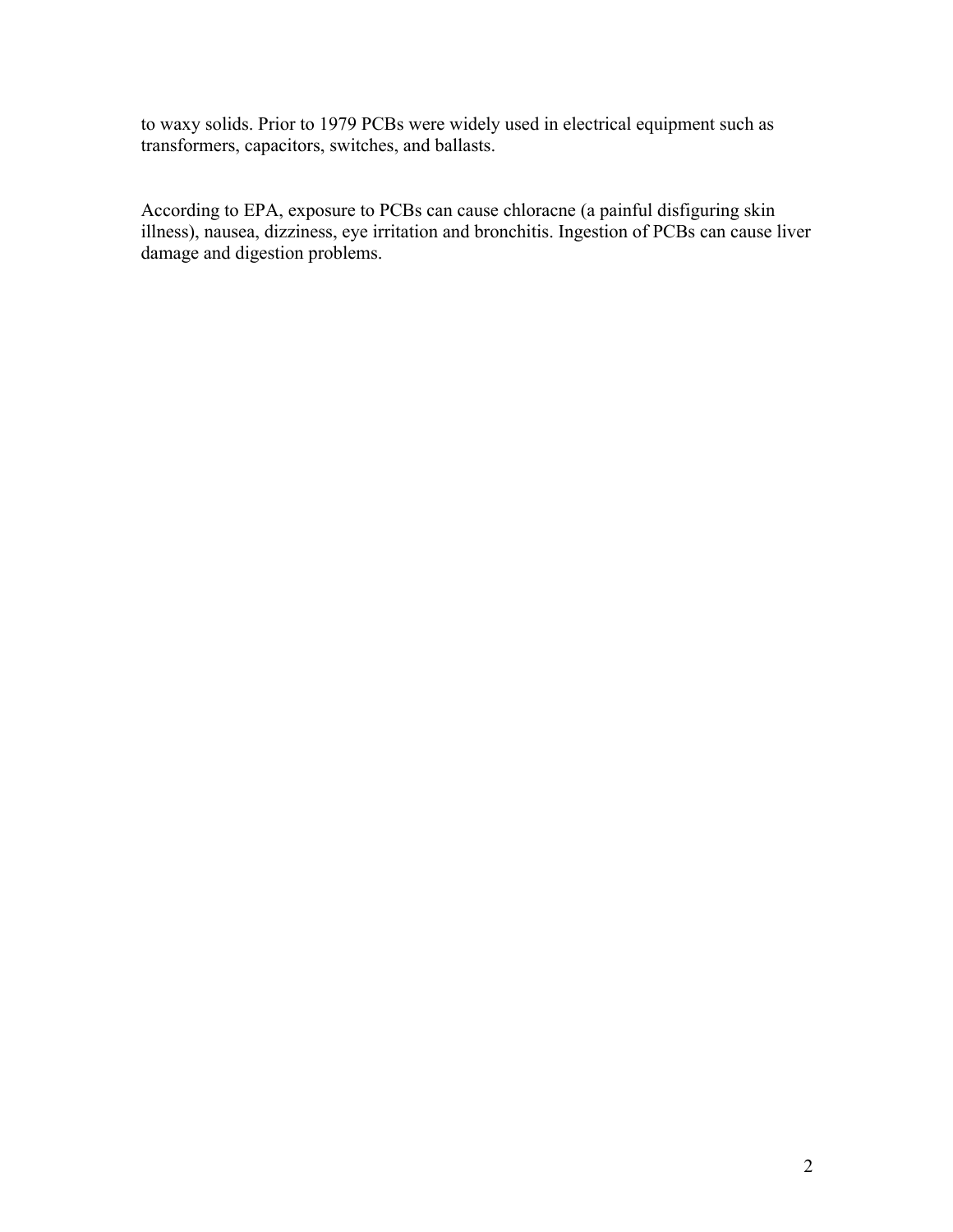to waxy solids. Prior to 1979 PCBs were widely used in electrical equipment such as transformers, capacitors, switches, and ballasts.

According to EPA, exposure to PCBs can cause chloracne (a painful disfiguring skin illness), nausea, dizziness, eye irritation and bronchitis. Ingestion of PCBs can cause liver damage and digestion problems.